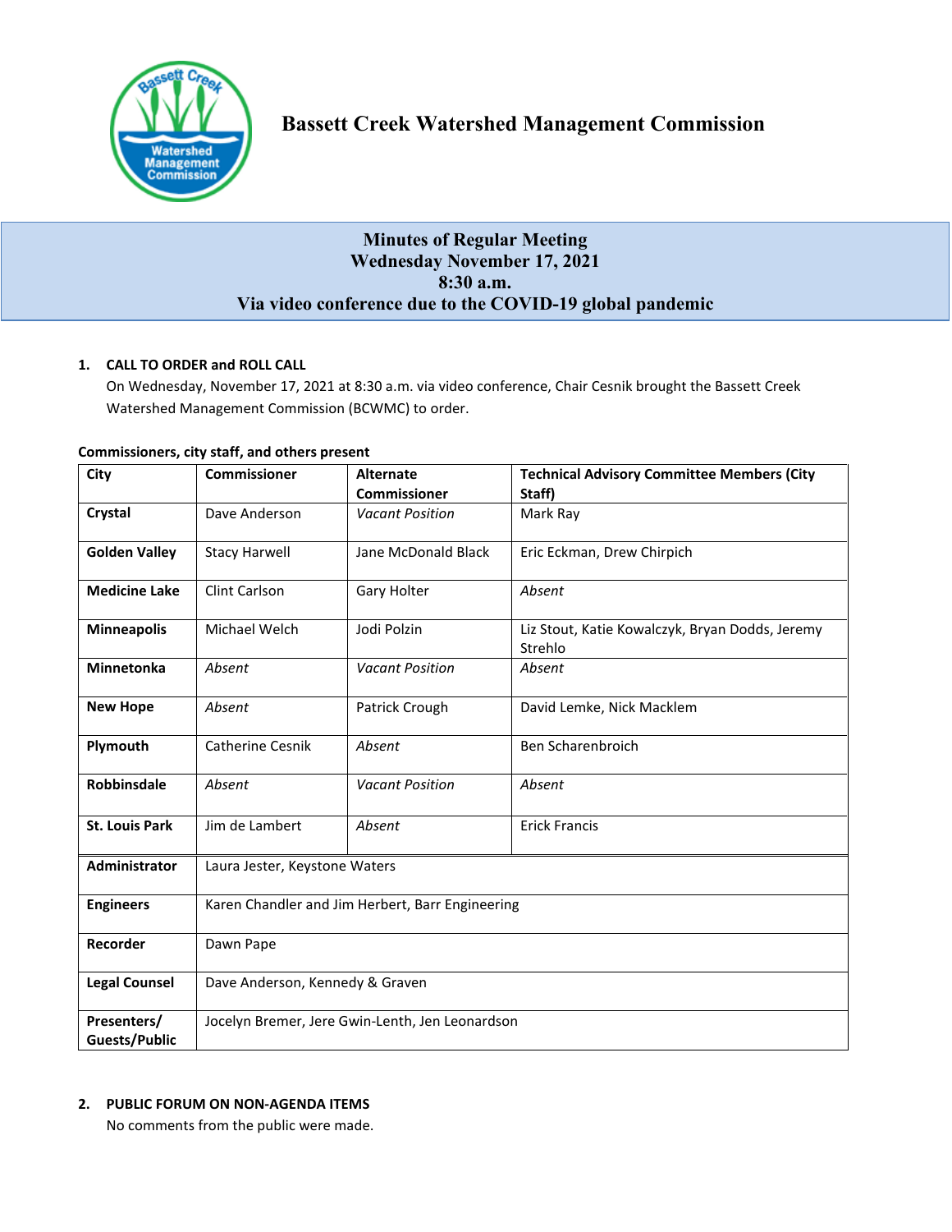# Bassett Creek Watershed Management Commission

## Minutes of Regular Meeting
## Wednesday November 17, 2021
## 8:30 a.m.
## Via video conference due to the COVID-19 global pandemic

**1. CALL TO ORDER and ROLL CALL**

On Wednesday, November 17, 2021 at 8:30 a.m. via video conference, Chair Cesnik brought the Bassett Creek Watershed Management Commission (BCWMC) to order.

**Commissioners, city staff, and others present**

| City | Commissioner | Alternate Commissioner | Technical Advisory Committee Members (City Staff) |
|---|---|---|---|
| **Crystal** | Dave Anderson | *Vacant Position* | Mark Ray |
| **Golden Valley** | Stacy Harwell | Jane McDonald Black | Eric Eckman, Drew Chirpich |
| **Medicine Lake** | Clint Carlson | Gary Holter | *Absent* |
| **Minneapolis** | Michael Welch | Jodi Polzin | Liz Stout, Katie Kowalczyk, Bryan Dodds, Jeremy Strehlo |
| **Minnetonka** | *Absent* | *Vacant Position* | *Absent* |
| **New Hope** | *Absent* | Patrick Crough | David Lemke, Nick Macklem |
| **Plymouth** | Catherine Cesnik | *Absent* | Ben Scharenbroich |
| **Robbinsdale** | *Absent* | *Vacant Position* | *Absent* |
| **St. Louis Park** | Jim de Lambert | *Absent* | Erick Francis |
| **Administrator** | Laura Jester, Keystone Waters | | |
| **Engineers** | Karen Chandler and Jim Herbert, Barr Engineering | | |
| **Recorder** | Dawn Pape | | |
| **Legal Counsel** | Dave Anderson, Kennedy & Graven | | |
| **Presenters/ Guests/Public** | Jocelyn Bremer, Jere Gwin-Lenth, Jen Leonardson | | |

**2. PUBLIC FORUM ON NON-AGENDA ITEMS**

No comments from the public were made.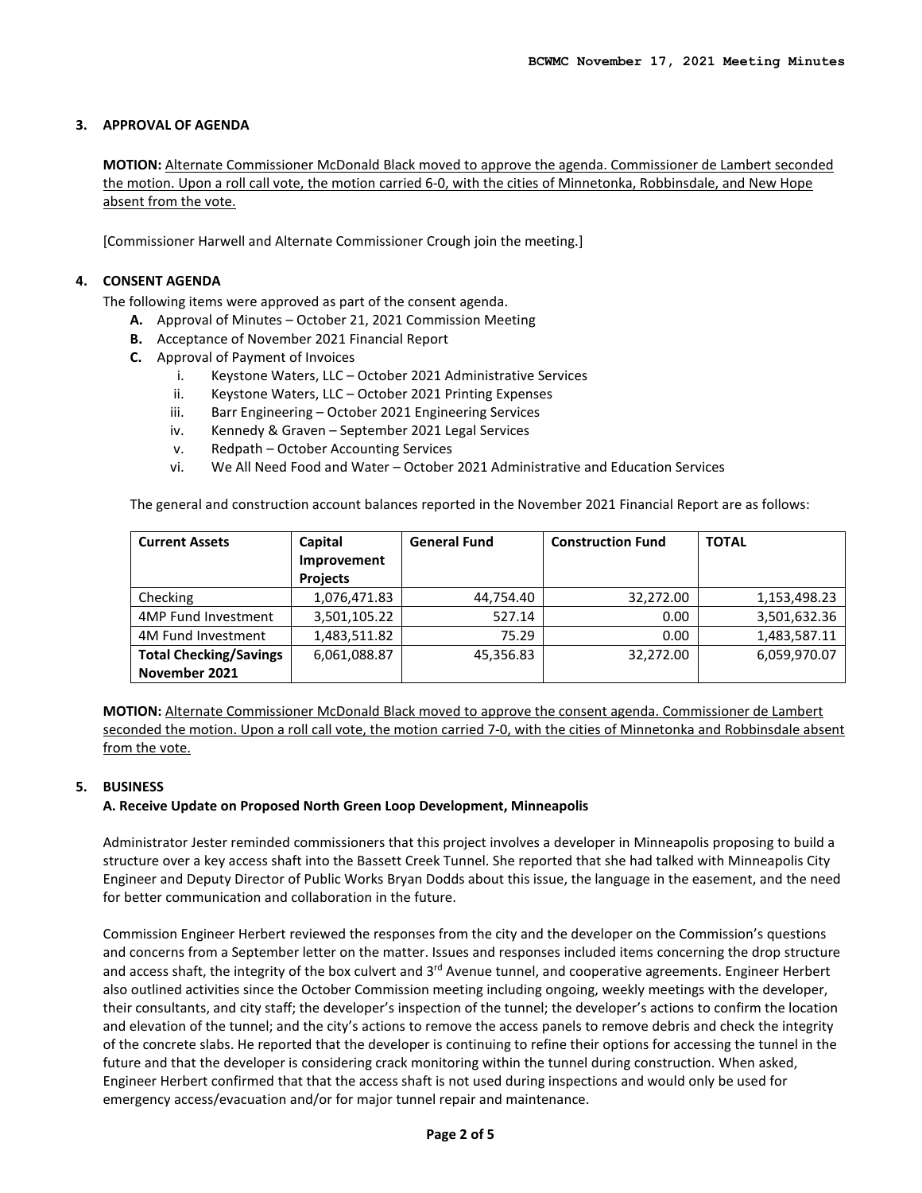### 3. APPROVAL OF AGENDA

**MOTION:** Alternate Commissioner McDonald Black moved to approve the agenda. Commissioner de Lambert seconded the motion. Upon a roll call vote, the motion carried 6-0, with the cities of Minnetonka, Robbinsdale, and New Hope absent from the vote.

[Commissioner Harwell and Alternate Commissioner Crough join the meeting.]

### 4. CONSENT AGENDA

The following items were approved as part of the consent agenda.

- **A.** Approval of Minutes – October 21, 2021 Commission Meeting
- **B.** Acceptance of November 2021 Financial Report
- **C.** Approval of Payment of Invoices
  - i. Keystone Waters, LLC – October 2021 Administrative Services
  - ii. Keystone Waters, LLC – October 2021 Printing Expenses
  - iii. Barr Engineering – October 2021 Engineering Services
  - iv. Kennedy & Graven – September 2021 Legal Services
  - v. Redpath – October Accounting Services
  - vi. We All Need Food and Water – October 2021 Administrative and Education Services

The general and construction account balances reported in the November 2021 Financial Report are as follows:

| Current Assets | Capital Improvement Projects | General Fund | Construction Fund | TOTAL |
|---|---|---|---|---|
| Checking | 1,076,471.83 | 44,754.40 | 32,272.00 | 1,153,498.23 |
| 4MP Fund Investment | 3,501,105.22 | 527.14 | 0.00 | 3,501,632.36 |
| 4M Fund Investment | 1,483,511.82 | 75.29 | 0.00 | 1,483,587.11 |
| **Total Checking/Savings November 2021** | 6,061,088.87 | 45,356.83 | 32,272.00 | 6,059,970.07 |

**MOTION:** Alternate Commissioner McDonald Black moved to approve the consent agenda. Commissioner de Lambert seconded the motion. Upon a roll call vote, the motion carried 7-0, with the cities of Minnetonka and Robbinsdale absent from the vote.

### 5. BUSINESS

**A. Receive Update on Proposed North Green Loop Development, Minneapolis**

Administrator Jester reminded commissioners that this project involves a developer in Minneapolis proposing to build a structure over a key access shaft into the Bassett Creek Tunnel. She reported that she had talked with Minneapolis City Engineer and Deputy Director of Public Works Bryan Dodds about this issue, the language in the easement, and the need for better communication and collaboration in the future.

Commission Engineer Herbert reviewed the responses from the city and the developer on the Commission's questions and concerns from a September letter on the matter. Issues and responses included items concerning the drop structure and access shaft, the integrity of the box culvert and 3rd Avenue tunnel, and cooperative agreements. Engineer Herbert also outlined activities since the October Commission meeting including ongoing, weekly meetings with the developer, their consultants, and city staff; the developer's inspection of the tunnel; the developer's actions to confirm the location and elevation of the tunnel; and the city's actions to remove the access panels to remove debris and check the integrity of the concrete slabs. He reported that the developer is continuing to refine their options for accessing the tunnel in the future and that the developer is considering crack monitoring within the tunnel during construction. When asked, Engineer Herbert confirmed that that the access shaft is not used during inspections and would only be used for emergency access/evacuation and/or for major tunnel repair and maintenance.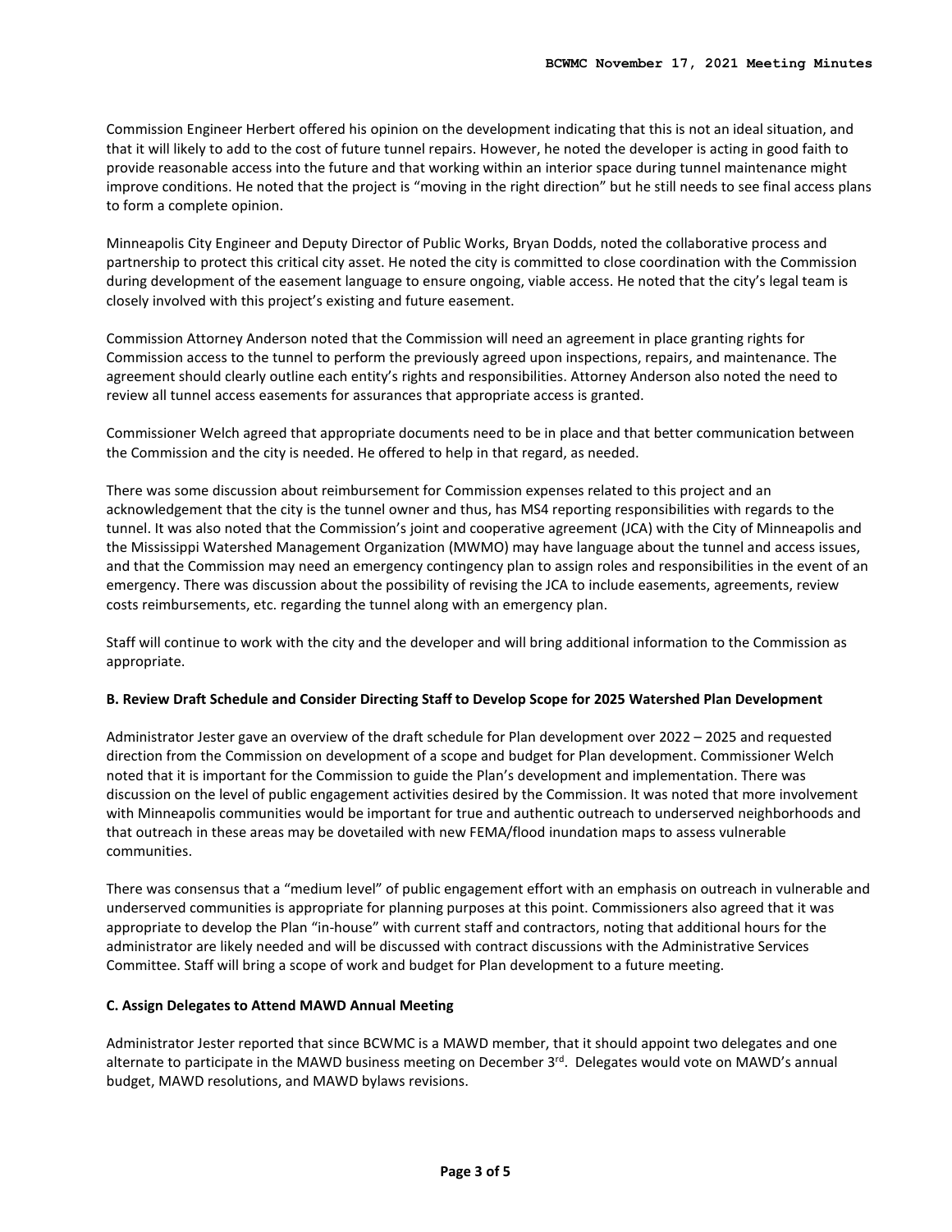Commission Engineer Herbert offered his opinion on the development indicating that this is not an ideal situation, and that it will likely to add to the cost of future tunnel repairs. However, he noted the developer is acting in good faith to provide reasonable access into the future and that working within an interior space during tunnel maintenance might improve conditions. He noted that the project is "moving in the right direction" but he still needs to see final access plans to form a complete opinion.

Minneapolis City Engineer and Deputy Director of Public Works, Bryan Dodds, noted the collaborative process and partnership to protect this critical city asset. He noted the city is committed to close coordination with the Commission during development of the easement language to ensure ongoing, viable access. He noted that the city's legal team is closely involved with this project's existing and future easement.

Commission Attorney Anderson noted that the Commission will need an agreement in place granting rights for Commission access to the tunnel to perform the previously agreed upon inspections, repairs, and maintenance. The agreement should clearly outline each entity's rights and responsibilities. Attorney Anderson also noted the need to review all tunnel access easements for assurances that appropriate access is granted.

Commissioner Welch agreed that appropriate documents need to be in place and that better communication between the Commission and the city is needed. He offered to help in that regard, as needed.

There was some discussion about reimbursement for Commission expenses related to this project and an acknowledgement that the city is the tunnel owner and thus, has MS4 reporting responsibilities with regards to the tunnel. It was also noted that the Commission's joint and cooperative agreement (JCA) with the City of Minneapolis and the Mississippi Watershed Management Organization (MWMO) may have language about the tunnel and access issues, and that the Commission may need an emergency contingency plan to assign roles and responsibilities in the event of an emergency. There was discussion about the possibility of revising the JCA to include easements, agreements, review costs reimbursements, etc. regarding the tunnel along with an emergency plan.

Staff will continue to work with the city and the developer and will bring additional information to the Commission as appropriate.

**B. Review Draft Schedule and Consider Directing Staff to Develop Scope for 2025 Watershed Plan Development**

Administrator Jester gave an overview of the draft schedule for Plan development over 2022 – 2025 and requested direction from the Commission on development of a scope and budget for Plan development. Commissioner Welch noted that it is important for the Commission to guide the Plan's development and implementation. There was discussion on the level of public engagement activities desired by the Commission. It was noted that more involvement with Minneapolis communities would be important for true and authentic outreach to underserved neighborhoods and that outreach in these areas may be dovetailed with new FEMA/flood inundation maps to assess vulnerable communities.

There was consensus that a "medium level" of public engagement effort with an emphasis on outreach in vulnerable and underserved communities is appropriate for planning purposes at this point. Commissioners also agreed that it was appropriate to develop the Plan "in-house" with current staff and contractors, noting that additional hours for the administrator are likely needed and will be discussed with contract discussions with the Administrative Services Committee. Staff will bring a scope of work and budget for Plan development to a future meeting.

**C. Assign Delegates to Attend MAWD Annual Meeting**

Administrator Jester reported that since BCWMC is a MAWD member, that it should appoint two delegates and one alternate to participate in the MAWD business meeting on December 3rd. Delegates would vote on MAWD's annual budget, MAWD resolutions, and MAWD bylaws revisions.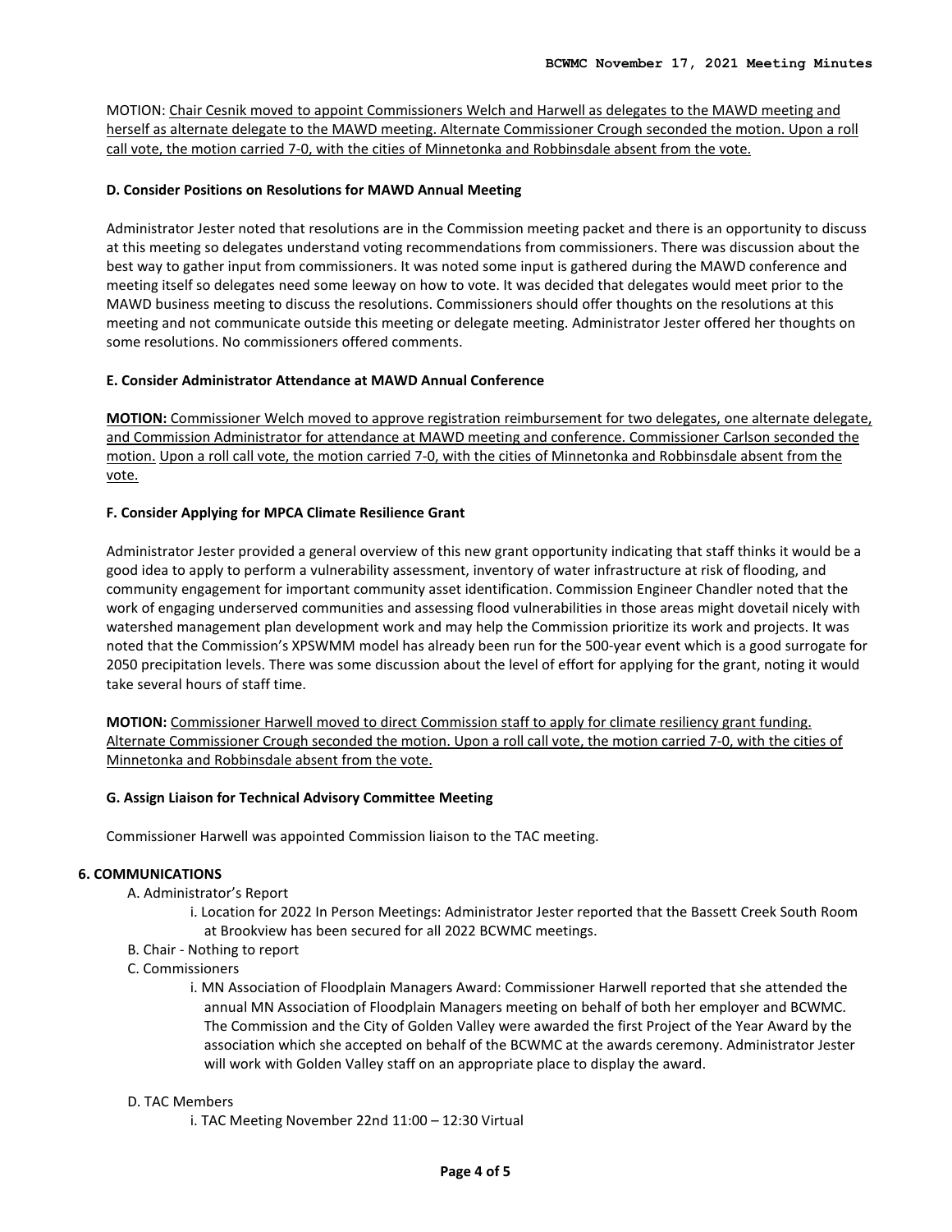MOTION: Chair Cesnik moved to appoint Commissioners Welch and Harwell as delegates to the MAWD meeting and herself as alternate delegate to the MAWD meeting. Alternate Commissioner Crough seconded the motion. Upon a roll call vote, the motion carried 7-0, with the cities of Minnetonka and Robbinsdale absent from the vote.

**D. Consider Positions on Resolutions for MAWD Annual Meeting**

Administrator Jester noted that resolutions are in the Commission meeting packet and there is an opportunity to discuss at this meeting so delegates understand voting recommendations from commissioners. There was discussion about the best way to gather input from commissioners. It was noted some input is gathered during the MAWD conference and meeting itself so delegates need some leeway on how to vote. It was decided that delegates would meet prior to the MAWD business meeting to discuss the resolutions. Commissioners should offer thoughts on the resolutions at this meeting and not communicate outside this meeting or delegate meeting. Administrator Jester offered her thoughts on some resolutions. No commissioners offered comments.

**E. Consider Administrator Attendance at MAWD Annual Conference**

**MOTION:** Commissioner Welch moved to approve registration reimbursement for two delegates, one alternate delegate, and Commission Administrator for attendance at MAWD meeting and conference. Commissioner Carlson seconded the motion. Upon a roll call vote, the motion carried 7-0, with the cities of Minnetonka and Robbinsdale absent from the vote.

**F. Consider Applying for MPCA Climate Resilience Grant**

Administrator Jester provided a general overview of this new grant opportunity indicating that staff thinks it would be a good idea to apply to perform a vulnerability assessment, inventory of water infrastructure at risk of flooding, and community engagement for important community asset identification. Commission Engineer Chandler noted that the work of engaging underserved communities and assessing flood vulnerabilities in those areas might dovetail nicely with watershed management plan development work and may help the Commission prioritize its work and projects. It was noted that the Commission's XPSWMM model has already been run for the 500-year event which is a good surrogate for 2050 precipitation levels. There was some discussion about the level of effort for applying for the grant, noting it would take several hours of staff time.

**MOTION:** Commissioner Harwell moved to direct Commission staff to apply for climate resiliency grant funding. Alternate Commissioner Crough seconded the motion. Upon a roll call vote, the motion carried 7-0, with the cities of Minnetonka and Robbinsdale absent from the vote.

**G. Assign Liaison for Technical Advisory Committee Meeting**

Commissioner Harwell was appointed Commission liaison to the TAC meeting.

**6. COMMUNICATIONS**

- A. Administrator's Report
  - i. Location for 2022 In Person Meetings: Administrator Jester reported that the Bassett Creek South Room at Brookview has been secured for all 2022 BCWMC meetings.
- B. Chair - Nothing to report
- C. Commissioners
  - i. MN Association of Floodplain Managers Award: Commissioner Harwell reported that she attended the annual MN Association of Floodplain Managers meeting on behalf of both her employer and BCWMC. The Commission and the City of Golden Valley were awarded the first Project of the Year Award by the association which she accepted on behalf of the BCWMC at the awards ceremony. Administrator Jester will work with Golden Valley staff on an appropriate place to display the award.
- D. TAC Members
  - i. TAC Meeting November 22nd 11:00 – 12:30 Virtual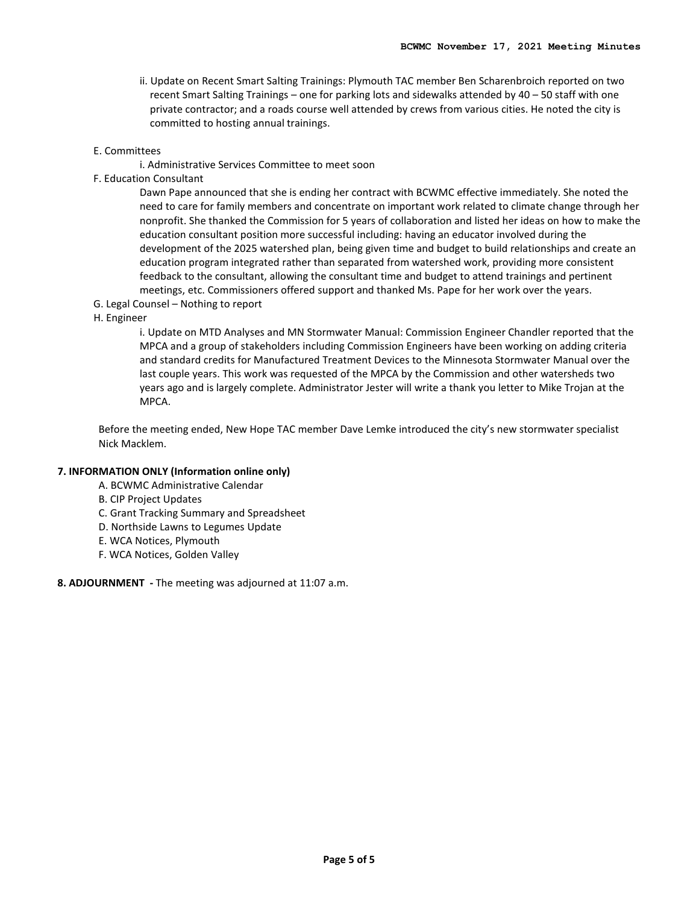ii. Update on Recent Smart Salting Trainings: Plymouth TAC member Ben Scharenbroich reported on two recent Smart Salting Trainings – one for parking lots and sidewalks attended by 40 – 50 staff with one private contractor; and a roads course well attended by crews from various cities. He noted the city is committed to hosting annual trainings.

E. Committees

i. Administrative Services Committee to meet soon

F. Education Consultant

Dawn Pape announced that she is ending her contract with BCWMC effective immediately. She noted the need to care for family members and concentrate on important work related to climate change through her nonprofit. She thanked the Commission for 5 years of collaboration and listed her ideas on how to make the education consultant position more successful including: having an educator involved during the development of the 2025 watershed plan, being given time and budget to build relationships and create an education program integrated rather than separated from watershed work, providing more consistent feedback to the consultant, allowing the consultant time and budget to attend trainings and pertinent meetings, etc. Commissioners offered support and thanked Ms. Pape for her work over the years.

G. Legal Counsel – Nothing to report

H. Engineer

i. Update on MTD Analyses and MN Stormwater Manual: Commission Engineer Chandler reported that the MPCA and a group of stakeholders including Commission Engineers have been working on adding criteria and standard credits for Manufactured Treatment Devices to the Minnesota Stormwater Manual over the last couple years. This work was requested of the MPCA by the Commission and other watersheds two years ago and is largely complete. Administrator Jester will write a thank you letter to Mike Trojan at the MPCA.

Before the meeting ended, New Hope TAC member Dave Lemke introduced the city's new stormwater specialist Nick Macklem.

**7. INFORMATION ONLY (Information online only)**

A. BCWMC Administrative Calendar
B. CIP Project Updates
C. Grant Tracking Summary and Spreadsheet
D. Northside Lawns to Legumes Update
E. WCA Notices, Plymouth
F. WCA Notices, Golden Valley

**8. ADJOURNMENT -** The meeting was adjourned at 11:07 a.m.